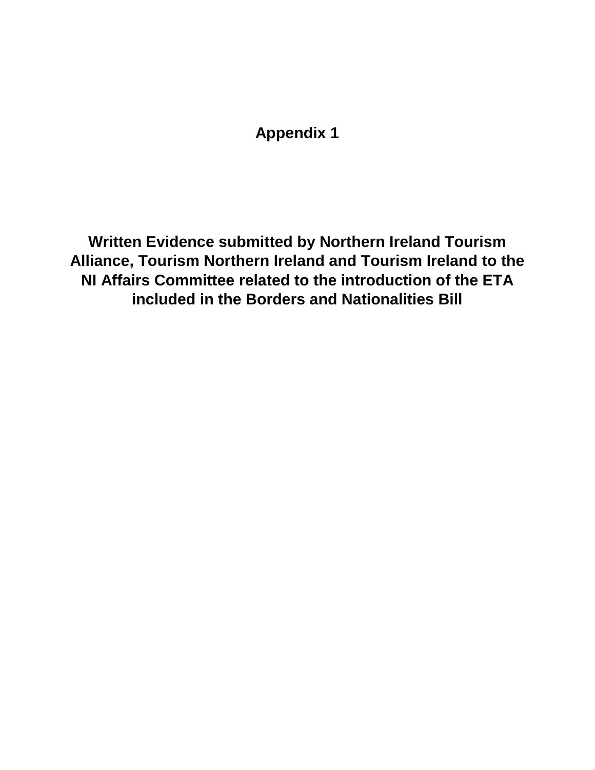# Appendix 1

## Written Evidence submitted by Northern Ireland Tourism Alliance, Tourism Northern Ireland and Tourism Ireland to the NI Affairs Committee related to the introduction of the ETA included in the Borders and Nationalities Bill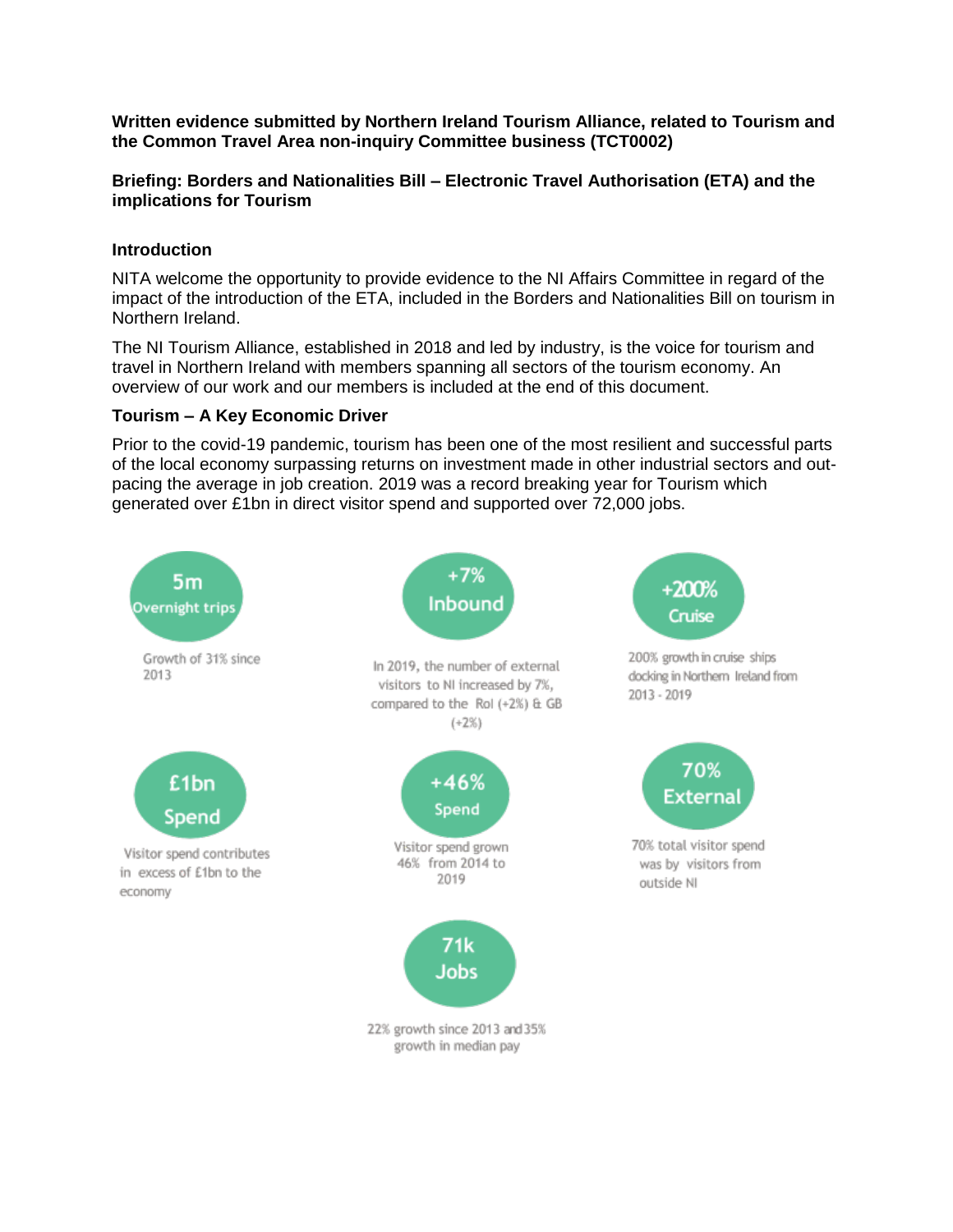**Written evidence submitted by Northern Ireland Tourism Alliance, related to Tourism and the Common Travel Area non-inquiry Committee business (TCT0002)**

**Briefing: Borders and Nationalities Bill – Electronic Travel Authorisation (ETA) and the implications for Tourism**

### Introduction

NITA welcome the opportunity to provide evidence to the NI Affairs Committee in regard of the impact of the introduction of the ETA, included in the Borders and Nationalities Bill on tourism in Northern Ireland.

The NI Tourism Alliance, established in 2018 and led by industry, is the voice for tourism and travel in Northern Ireland with members spanning all sectors of the tourism economy. An overview of our work and our members is included at the end of this document.

### Tourism – A Key Economic Driver

Prior to the covid-19 pandemic, tourism has been one of the most resilient and successful parts of the local economy surpassing returns on investment made in other industrial sectors and out-pacing the average in job creation. 2019 was a record breaking year for Tourism which generated over £1bn in direct visitor spend and supported over 72,000 jobs.

**5m Overnight trips**

Growth of 31% since 2013

**+7% Inbound**

In 2019, the number of external visitors to NI increased by 7%, compared to the RoI (+2%) & GB (+2%)

**+200% Cruise**

200% growth in cruise ships docking in Northern Ireland from 2013 - 2019

**£1bn Spend**

Visitor spend contributes in excess of £1bn to the economy

**+46% Spend**

Visitor spend grown 46% from 2014 to 2019

**70% External**

70% total visitor spend was by visitors from outside NI

**71k Jobs**

22% growth since 2013 and 35% growth in median pay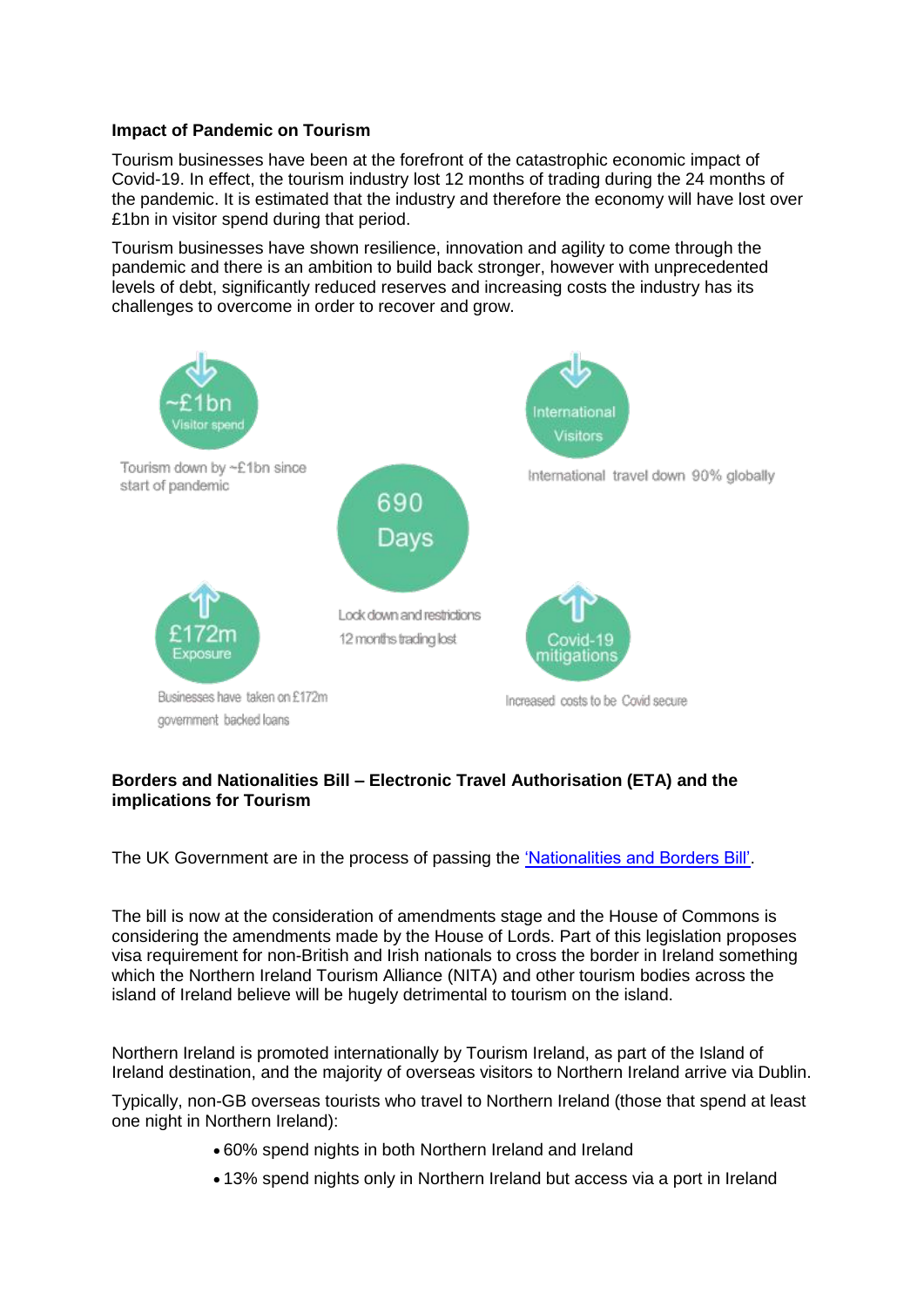**Impact of Pandemic on Tourism**

Tourism businesses have been at the forefront of the catastrophic economic impact of Covid-19. In effect, the tourism industry lost 12 months of trading during the 24 months of the pandemic. It is estimated that the industry and therefore the economy will have lost over £1bn in visitor spend during that period.

Tourism businesses have shown resilience, innovation and agility to come through the pandemic and there is an ambition to build back stronger, however with unprecedented levels of debt, significantly reduced reserves and increasing costs the industry has its challenges to overcome in order to recover and grow.

~£1bn Visitor spend

Tourism down by ~£1bn since start of pandemic

International Visitors

International travel down 90% globally

690 Days

Lock down and restrictions 12 months trading lost

£172m Exposure

Businesses have taken on £172m government backed loans

Covid-19 mitigations

Increased costs to be Covid secure

**Borders and Nationalities Bill – Electronic Travel Authorisation (ETA) and the implications for Tourism**

The UK Government are in the process of passing the 'Nationalities and Borders Bill'.

The bill is now at the consideration of amendments stage and the House of Commons is considering the amendments made by the House of Lords. Part of this legislation proposes visa requirement for non-British and Irish nationals to cross the border in Ireland something which the Northern Ireland Tourism Alliance (NITA) and other tourism bodies across the island of Ireland believe will be hugely detrimental to tourism on the island.

Northern Ireland is promoted internationally by Tourism Ireland, as part of the Island of Ireland destination, and the majority of overseas visitors to Northern Ireland arrive via Dublin.

Typically, non-GB overseas tourists who travel to Northern Ireland (those that spend at least one night in Northern Ireland):

- 60% spend nights in both Northern Ireland and Ireland
- 13% spend nights only in Northern Ireland but access via a port in Ireland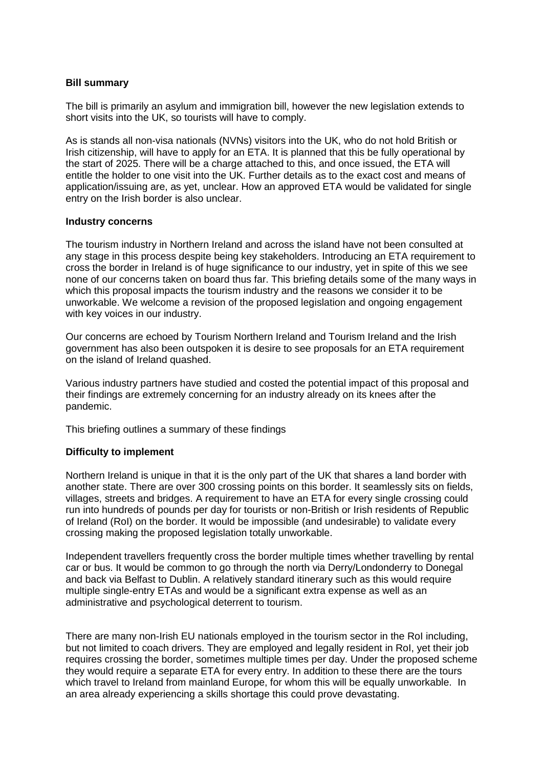**Bill summary**

The bill is primarily an asylum and immigration bill, however the new legislation extends to short visits into the UK, so tourists will have to comply.

As is stands all non-visa nationals (NVNs) visitors into the UK, who do not hold British or Irish citizenship, will have to apply for an ETA. It is planned that this be fully operational by the start of 2025. There will be a charge attached to this, and once issued, the ETA will entitle the holder to one visit into the UK. Further details as to the exact cost and means of application/issuing are, as yet, unclear. How an approved ETA would be validated for single entry on the Irish border is also unclear.

**Industry concerns**

The tourism industry in Northern Ireland and across the island have not been consulted at any stage in this process despite being key stakeholders. Introducing an ETA requirement to cross the border in Ireland is of huge significance to our industry, yet in spite of this we see none of our concerns taken on board thus far. This briefing details some of the many ways in which this proposal impacts the tourism industry and the reasons we consider it to be unworkable. We welcome a revision of the proposed legislation and ongoing engagement with key voices in our industry.

Our concerns are echoed by Tourism Northern Ireland and Tourism Ireland and the Irish government has also been outspoken it is desire to see proposals for an ETA requirement on the island of Ireland quashed.

Various industry partners have studied and costed the potential impact of this proposal and their findings are extremely concerning for an industry already on its knees after the pandemic.

This briefing outlines a summary of these findings

**Difficulty to implement**

Northern Ireland is unique in that it is the only part of the UK that shares a land border with another state. There are over 300 crossing points on this border. It seamlessly sits on fields, villages, streets and bridges. A requirement to have an ETA for every single crossing could run into hundreds of pounds per day for tourists or non-British or Irish residents of Republic of Ireland (RoI) on the border. It would be impossible (and undesirable) to validate every crossing making the proposed legislation totally unworkable.

Independent travellers frequently cross the border multiple times whether travelling by rental car or bus. It would be common to go through the north via Derry/Londonderry to Donegal and back via Belfast to Dublin. A relatively standard itinerary such as this would require multiple single-entry ETAs and would be a significant extra expense as well as an administrative and psychological deterrent to tourism.

There are many non-Irish EU nationals employed in the tourism sector in the RoI including, but not limited to coach drivers. They are employed and legally resident in RoI, yet their job requires crossing the border, sometimes multiple times per day. Under the proposed scheme they would require a separate ETA for every entry. In addition to these there are the tours which travel to Ireland from mainland Europe, for whom this will be equally unworkable. In an area already experiencing a skills shortage this could prove devastating.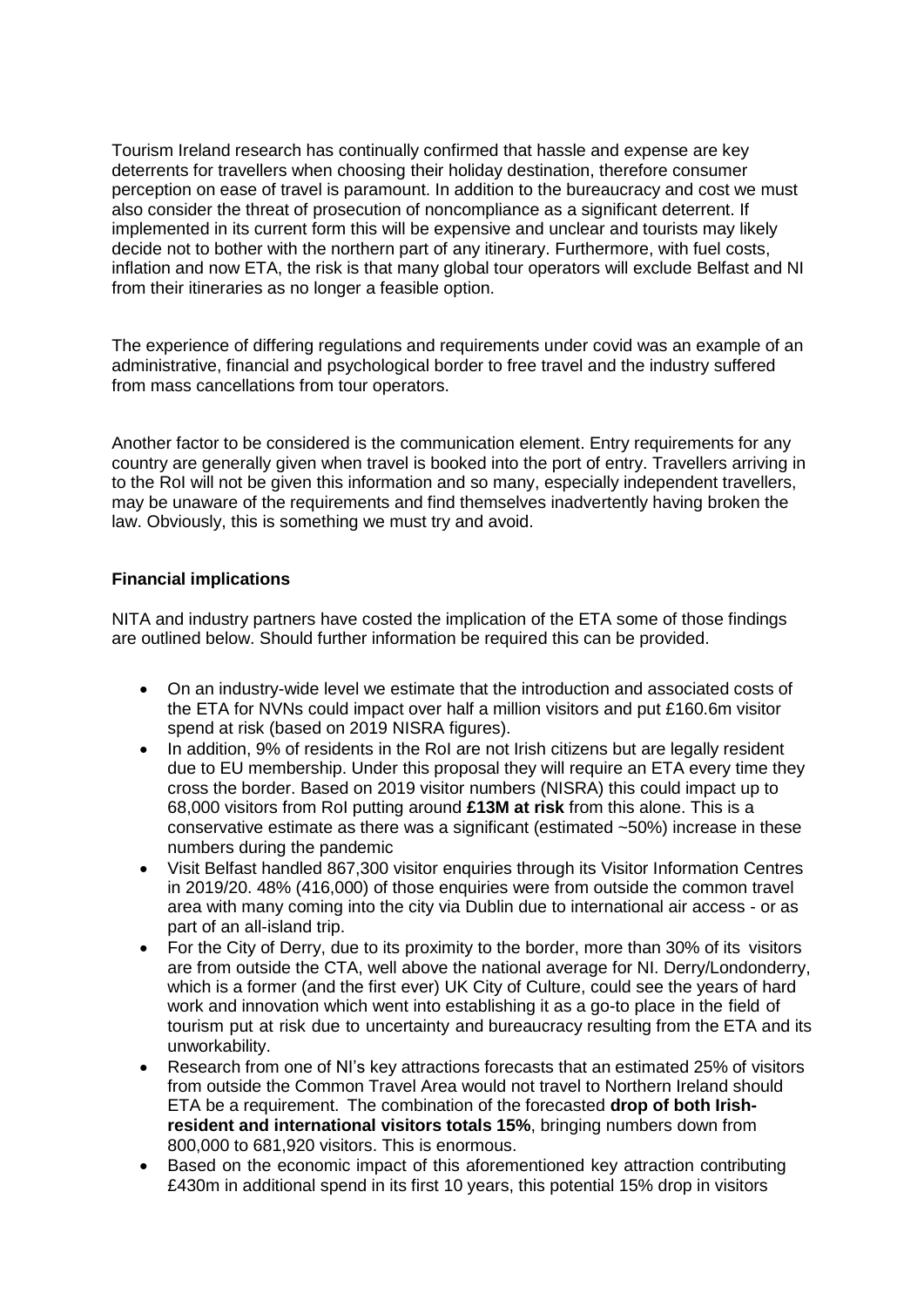Tourism Ireland research has continually confirmed that hassle and expense are key deterrents for travellers when choosing their holiday destination, therefore consumer perception on ease of travel is paramount. In addition to the bureaucracy and cost we must also consider the threat of prosecution of noncompliance as a significant deterrent. If implemented in its current form this will be expensive and unclear and tourists may likely decide not to bother with the northern part of any itinerary. Furthermore, with fuel costs, inflation and now ETA, the risk is that many global tour operators will exclude Belfast and NI from their itineraries as no longer a feasible option.

The experience of differing regulations and requirements under covid was an example of an administrative, financial and psychological border to free travel and the industry suffered from mass cancellations from tour operators.

Another factor to be considered is the communication element. Entry requirements for any country are generally given when travel is booked into the port of entry. Travellers arriving in to the RoI will not be given this information and so many, especially independent travellers, may be unaware of the requirements and find themselves inadvertently having broken the law. Obviously, this is something we must try and avoid.

**Financial implications**

NITA and industry partners have costed the implication of the ETA some of those findings are outlined below. Should further information be required this can be provided.

- On an industry-wide level we estimate that the introduction and associated costs of the ETA for NVNs could impact over half a million visitors and put £160.6m visitor spend at risk (based on 2019 NISRA figures).
- In addition, 9% of residents in the RoI are not Irish citizens but are legally resident due to EU membership. Under this proposal they will require an ETA every time they cross the border. Based on 2019 visitor numbers (NISRA) this could impact up to 68,000 visitors from RoI putting around **£13M at risk** from this alone. This is a conservative estimate as there was a significant (estimated ~50%) increase in these numbers during the pandemic
- Visit Belfast handled 867,300 visitor enquiries through its Visitor Information Centres in 2019/20. 48% (416,000) of those enquiries were from outside the common travel area with many coming into the city via Dublin due to international air access - or as part of an all-island trip.
- For the City of Derry, due to its proximity to the border, more than 30% of its visitors are from outside the CTA, well above the national average for NI. Derry/Londonderry, which is a former (and the first ever) UK City of Culture, could see the years of hard work and innovation which went into establishing it as a go-to place in the field of tourism put at risk due to uncertainty and bureaucracy resulting from the ETA and its unworkability.
- Research from one of NI's key attractions forecasts that an estimated 25% of visitors from outside the Common Travel Area would not travel to Northern Ireland should ETA be a requirement. The combination of the forecasted **drop of both Irish-resident and international visitors totals 15%**, bringing numbers down from 800,000 to 681,920 visitors. This is enormous.
- Based on the economic impact of this aforementioned key attraction contributing £430m in additional spend in its first 10 years, this potential 15% drop in visitors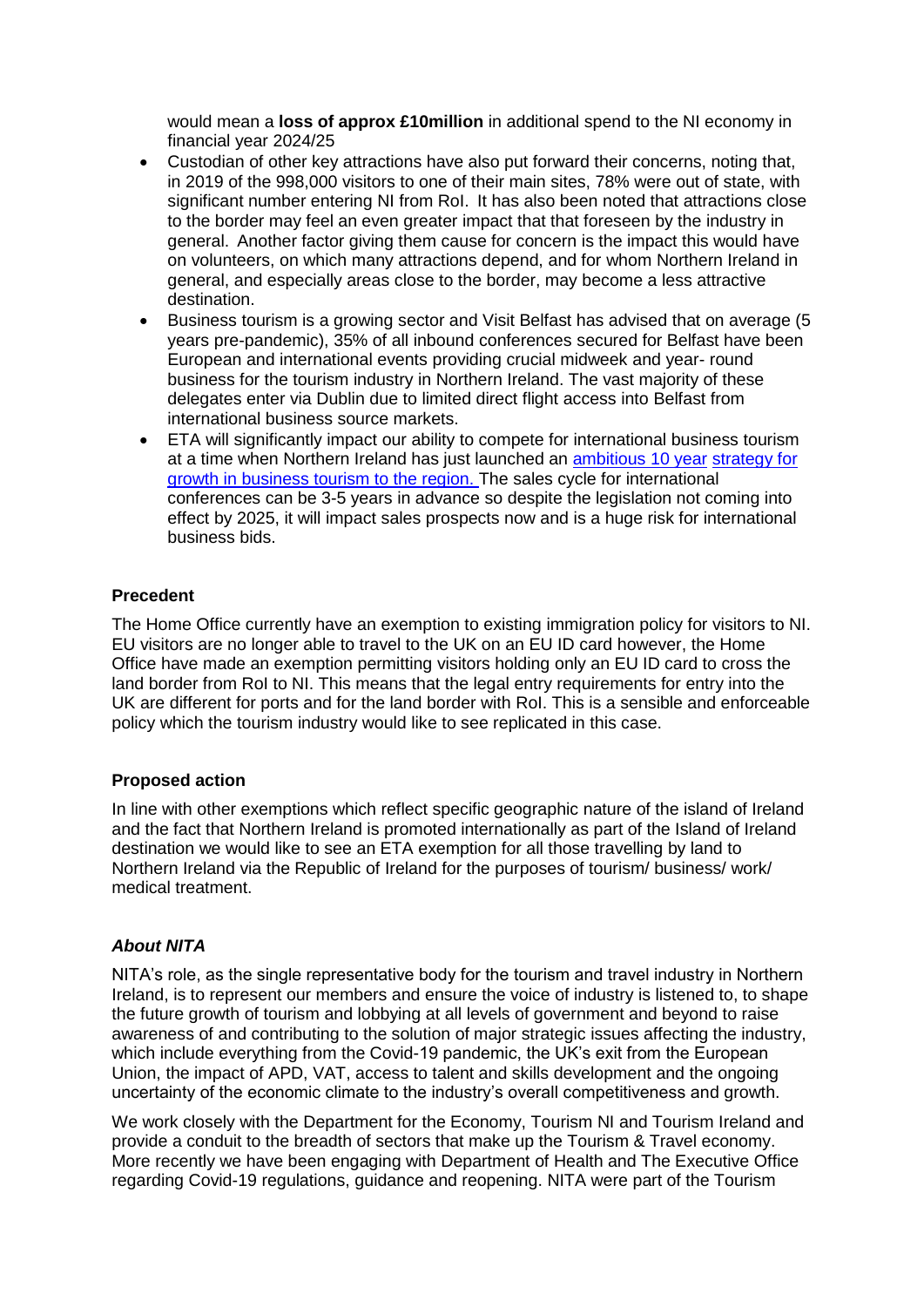would mean a **loss of approx £10million** in additional spend to the NI economy in financial year 2024/25

- Custodian of other key attractions have also put forward their concerns, noting that, in 2019 of the 998,000 visitors to one of their main sites, 78% were out of state, with significant number entering NI from RoI. It has also been noted that attractions close to the border may feel an even greater impact that that foreseen by the industry in general. Another factor giving them cause for concern is the impact this would have on volunteers, on which many attractions depend, and for whom Northern Ireland in general, and especially areas close to the border, may become a less attractive destination.
- Business tourism is a growing sector and Visit Belfast has advised that on average (5 years pre-pandemic), 35% of all inbound conferences secured for Belfast have been European and international events providing crucial midweek and year- round business for the tourism industry in Northern Ireland. The vast majority of these delegates enter via Dublin due to limited direct flight access into Belfast from international business source markets.
- ETA will significantly impact our ability to compete for international business tourism at a time when Northern Ireland has just launched an ambitious 10 year strategy for growth in business tourism to the region. The sales cycle for international conferences can be 3-5 years in advance so despite the legislation not coming into effect by 2025, it will impact sales prospects now and is a huge risk for international business bids.

**Precedent**

The Home Office currently have an exemption to existing immigration policy for visitors to NI. EU visitors are no longer able to travel to the UK on an EU ID card however, the Home Office have made an exemption permitting visitors holding only an EU ID card to cross the land border from RoI to NI. This means that the legal entry requirements for entry into the UK are different for ports and for the land border with RoI. This is a sensible and enforceable policy which the tourism industry would like to see replicated in this case.

**Proposed action**

In line with other exemptions which reflect specific geographic nature of the island of Ireland and the fact that Northern Ireland is promoted internationally as part of the Island of Ireland destination we would like to see an ETA exemption for all those travelling by land to Northern Ireland via the Republic of Ireland for the purposes of tourism/ business/ work/ medical treatment.

***About NITA***

NITA's role, as the single representative body for the tourism and travel industry in Northern Ireland, is to represent our members and ensure the voice of industry is listened to, to shape the future growth of tourism and lobbying at all levels of government and beyond to raise awareness of and contributing to the solution of major strategic issues affecting the industry, which include everything from the Covid-19 pandemic, the UK's exit from the European Union, the impact of APD, VAT, access to talent and skills development and the ongoing uncertainty of the economic climate to the industry's overall competitiveness and growth.

We work closely with the Department for the Economy, Tourism NI and Tourism Ireland and provide a conduit to the breadth of sectors that make up the Tourism & Travel economy. More recently we have been engaging with Department of Health and The Executive Office regarding Covid-19 regulations, guidance and reopening. NITA were part of the Tourism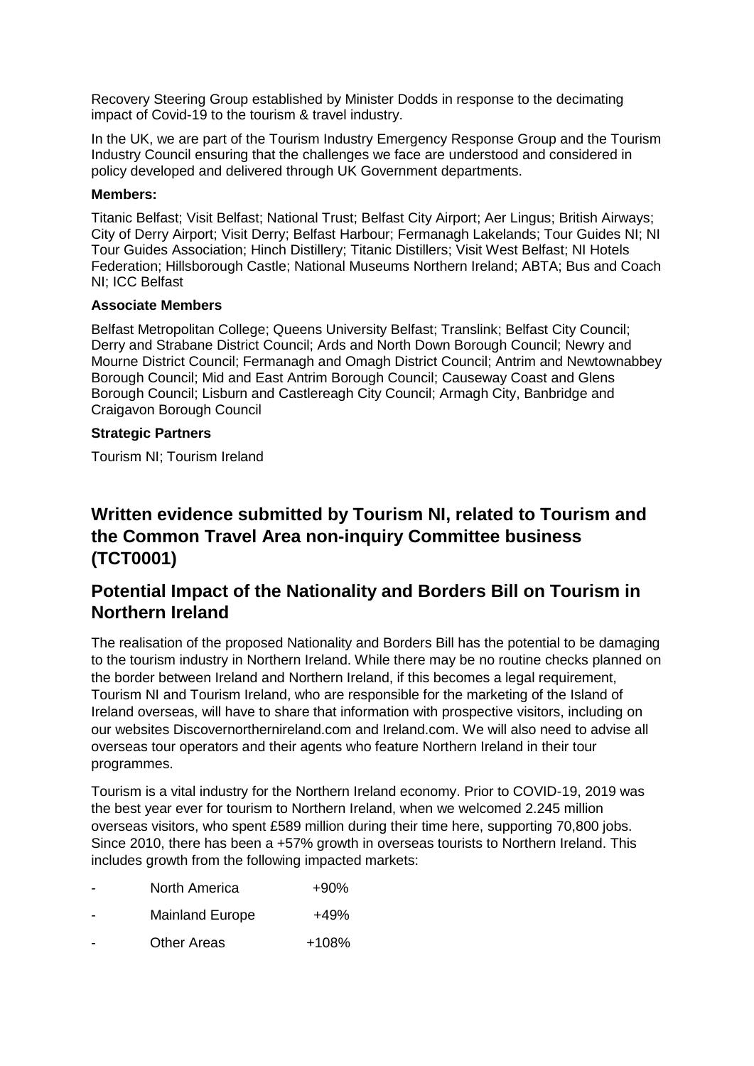Recovery Steering Group established by Minister Dodds in response to the decimating impact of Covid-19 to the tourism & travel industry.

In the UK, we are part of the Tourism Industry Emergency Response Group and the Tourism Industry Council ensuring that the challenges we face are understood and considered in policy developed and delivered through UK Government departments.

**Members:**

Titanic Belfast; Visit Belfast; National Trust; Belfast City Airport; Aer Lingus; British Airways; City of Derry Airport; Visit Derry; Belfast Harbour; Fermanagh Lakelands; Tour Guides NI; NI Tour Guides Association; Hinch Distillery; Titanic Distillers; Visit West Belfast; NI Hotels Federation; Hillsborough Castle; National Museums Northern Ireland; ABTA; Bus and Coach NI; ICC Belfast

**Associate Members**

Belfast Metropolitan College; Queens University Belfast; Translink; Belfast City Council; Derry and Strabane District Council; Ards and North Down Borough Council; Newry and Mourne District Council; Fermanagh and Omagh District Council; Antrim and Newtownabbey Borough Council; Mid and East Antrim Borough Council; Causeway Coast and Glens Borough Council; Lisburn and Castlereagh City Council; Armagh City, Banbridge and Craigavon Borough Council

**Strategic Partners**

Tourism NI; Tourism Ireland

## Written evidence submitted by Tourism NI, related to Tourism and the Common Travel Area non-inquiry Committee business (TCT0001)

## Potential Impact of the Nationality and Borders Bill on Tourism in Northern Ireland

The realisation of the proposed Nationality and Borders Bill has the potential to be damaging to the tourism industry in Northern Ireland. While there may be no routine checks planned on the border between Ireland and Northern Ireland, if this becomes a legal requirement, Tourism NI and Tourism Ireland, who are responsible for the marketing of the Island of Ireland overseas, will have to share that information with prospective visitors, including on our websites Discovernorthernireland.com and Ireland.com. We will also need to advise all overseas tour operators and their agents who feature Northern Ireland in their tour programmes.

Tourism is a vital industry for the Northern Ireland economy. Prior to COVID-19, 2019 was the best year ever for tourism to Northern Ireland, when we welcomed 2.245 million overseas visitors, who spent £589 million during their time here, supporting 70,800 jobs. Since 2010, there has been a +57% growth in overseas tourists to Northern Ireland. This includes growth from the following impacted markets:

- North America +90%
- Mainland Europe +49%
- Other Areas +108%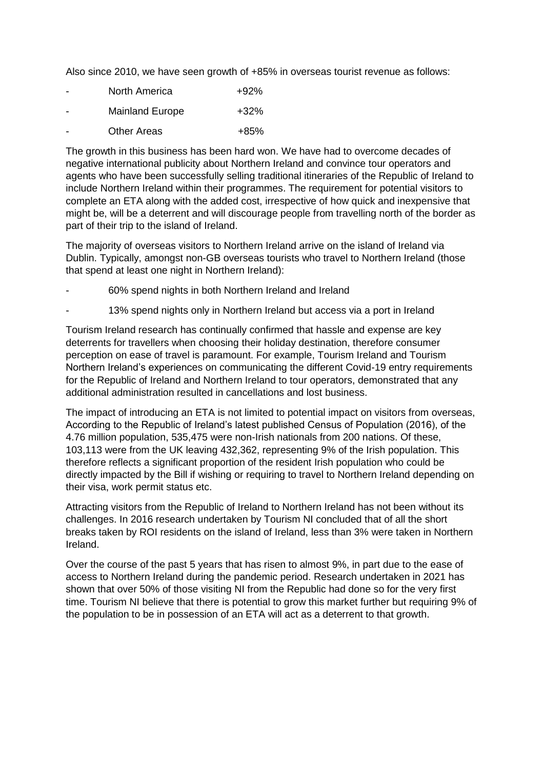Also since 2010, we have seen growth of +85% in overseas tourist revenue as follows:

- North America +92%
- Mainland Europe +32%
- Other Areas +85%

The growth in this business has been hard won. We have had to overcome decades of negative international publicity about Northern Ireland and convince tour operators and agents who have been successfully selling traditional itineraries of the Republic of Ireland to include Northern Ireland within their programmes. The requirement for potential visitors to complete an ETA along with the added cost, irrespective of how quick and inexpensive that might be, will be a deterrent and will discourage people from travelling north of the border as part of their trip to the island of Ireland.

The majority of overseas visitors to Northern Ireland arrive on the island of Ireland via Dublin. Typically, amongst non-GB overseas tourists who travel to Northern Ireland (those that spend at least one night in Northern Ireland):

- 60% spend nights in both Northern Ireland and Ireland
- 13% spend nights only in Northern Ireland but access via a port in Ireland

Tourism Ireland research has continually confirmed that hassle and expense are key deterrents for travellers when choosing their holiday destination, therefore consumer perception on ease of travel is paramount. For example, Tourism Ireland and Tourism Northern Ireland's experiences on communicating the different Covid-19 entry requirements for the Republic of Ireland and Northern Ireland to tour operators, demonstrated that any additional administration resulted in cancellations and lost business.

The impact of introducing an ETA is not limited to potential impact on visitors from overseas, According to the Republic of Ireland's latest published Census of Population (2016), of the 4.76 million population, 535,475 were non-Irish nationals from 200 nations. Of these, 103,113 were from the UK leaving 432,362, representing 9% of the Irish population. This therefore reflects a significant proportion of the resident Irish population who could be directly impacted by the Bill if wishing or requiring to travel to Northern Ireland depending on their visa, work permit status etc.

Attracting visitors from the Republic of Ireland to Northern Ireland has not been without its challenges. In 2016 research undertaken by Tourism NI concluded that of all the short breaks taken by ROI residents on the island of Ireland, less than 3% were taken in Northern Ireland.

Over the course of the past 5 years that has risen to almost 9%, in part due to the ease of access to Northern Ireland during the pandemic period. Research undertaken in 2021 has shown that over 50% of those visiting NI from the Republic had done so for the very first time. Tourism NI believe that there is potential to grow this market further but requiring 9% of the population to be in possession of an ETA will act as a deterrent to that growth.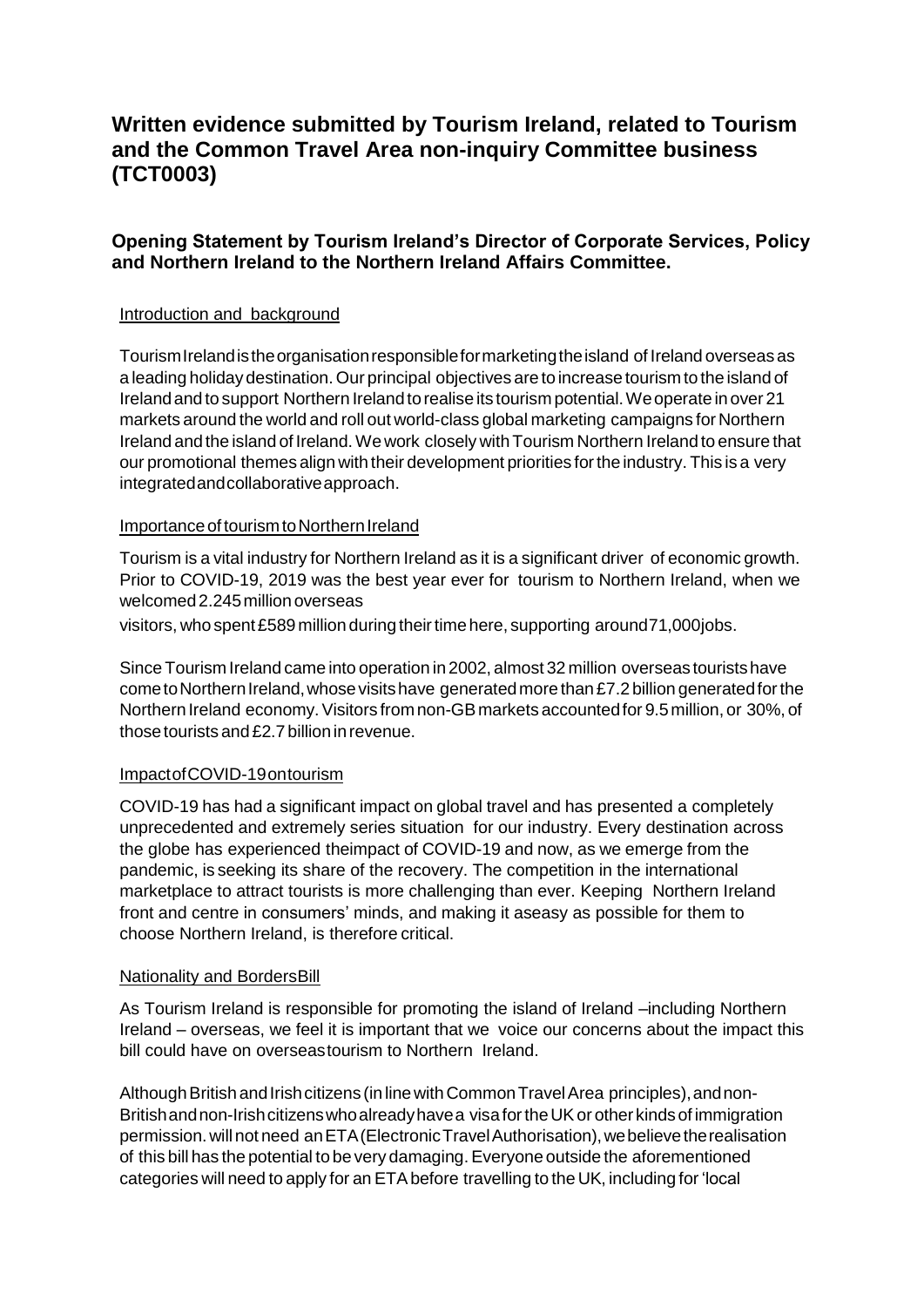## Written evidence submitted by Tourism Ireland, related to Tourism and the Common Travel Area non-inquiry Committee business (TCT0003)

### Opening Statement by Tourism Ireland's Director of Corporate Services, Policy and Northern Ireland to the Northern Ireland Affairs Committee.

Introduction and background

Tourism Ireland is the organisation responsible for marketing the island of Ireland overseas as a leading holiday destination. Our principal objectives are to increase tourism to the island of Ireland and to support Northern Ireland to realise its tourism potential. We operate in over 21 markets around the world and roll out world-class global marketing campaigns for Northern Ireland and the island of Ireland. We work closely with Tourism Northern Ireland to ensure that our promotional themes align with their development priorities for the industry. This is a very integrated and collaborative approach.

Importance of tourism to Northern Ireland

Tourism is a vital industry for Northern Ireland as it is a significant driver of economic growth. Prior to COVID-19, 2019 was the best year ever for tourism to Northern Ireland, when we welcomed 2.245 million overseas visitors, who spent £589 million during their time here, supporting around 71,000 jobs.

Since Tourism Ireland came into operation in 2002, almost 32 million overseas tourists have come to Northern Ireland, whose visits have generated more than £7.2 billion generated for the Northern Ireland economy. Visitors from non-GB markets accounted for 9.5 million, or 30%, of those tourists and £2.7 billion in revenue.

Impact of COVID-19 on tourism

COVID-19 has had a significant impact on global travel and has presented a completely unprecedented and extremely series situation for our industry. Every destination across the globe has experienced the impact of COVID-19 and now, as we emerge from the pandemic, is seeking its share of the recovery. The competition in the international marketplace to attract tourists is more challenging than ever. Keeping Northern Ireland front and centre in consumers' minds, and making it as easy as possible for them to choose Northern Ireland, is therefore critical.

Nationality and Borders Bill

As Tourism Ireland is responsible for promoting the island of Ireland –including Northern Ireland – overseas, we feel it is important that we voice our concerns about the impact this bill could have on overseas tourism to Northern Ireland.

Although British and Irish citizens (in line with Common Travel Area principles), and non-British and non-Irish citizens who already have a visa for the UK or other kinds of immigration permission. will not need an ETA (Electronic Travel Authorisation), we believe the realisation of this bill has the potential to be very damaging. Everyone outside the aforementioned categories will need to apply for an ETA before travelling to the UK, including for 'local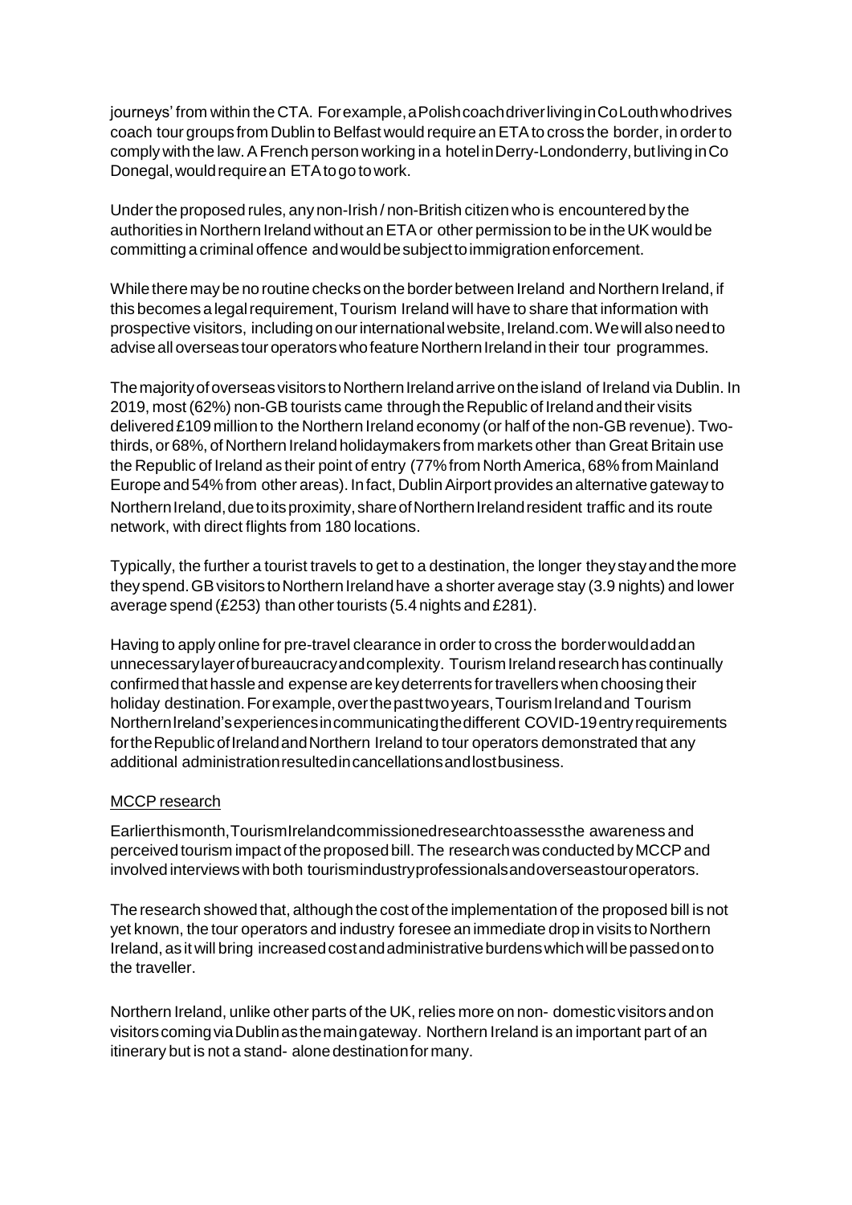journeys' from within the CTA. For example, a Polish coach driver living in Co Louth who drives coach tour groups from Dublin to Belfast would require an ETA to cross the border, in order to comply with the law. A French person working in a hotel in Derry-Londonderry, but living in Co Donegal, would require an ETA to go to work.

Under the proposed rules, any non-Irish / non-British citizen who is encountered by the authorities in Northern Ireland without an ETA or other permission to be in the UK would be committing a criminal offence and would be subject to immigration enforcement.

While there may be no routine checks on the border between Ireland and Northern Ireland, if this becomes a legal requirement, Tourism Ireland will have to share that information with prospective visitors, including on our international website, Ireland.com. We will also need to advise all overseas tour operators who feature Northern Ireland in their tour programmes.

The majority of overseas visitors to Northern Ireland arrive on the island of Ireland via Dublin. In 2019, most (62%) non-GB tourists came through the Republic of Ireland and their visits delivered £109 million to the Northern Ireland economy (or half of the non-GB revenue). Two-thirds, or 68%, of Northern Ireland holidaymakers from markets other than Great Britain use the Republic of Ireland as their point of entry (77% from North America, 68% from Mainland Europe and 54% from other areas). In fact, Dublin Airport provides an alternative gateway to Northern Ireland, due to its proximity, share of Northern Ireland resident traffic and its route network, with direct flights from 180 locations.

Typically, the further a tourist travels to get to a destination, the longer they stay and the more they spend. GB visitors to Northern Ireland have a shorter average stay (3.9 nights) and lower average spend (£253) than other tourists (5.4 nights and £281).

Having to apply online for pre-travel clearance in order to cross the border would add an unnecessary layer of bureaucracy and complexity. Tourism Ireland research has continually confirmed that hassle and expense are key deterrents for travellers when choosing their holiday destination. For example, over the past two years, Tourism Ireland and Tourism Northern Ireland's experiences in communicating the different COVID-19 entry requirements for the Republic of Ireland and Northern Ireland to tour operators demonstrated that any additional administration resulted in cancellations and lost business.

MCCP research

Earlier this month, Tourism Ireland commissioned research to assess the awareness and perceived tourism impact of the proposed bill. The research was conducted by MCCP and involved interviews with both tourism industry professionals and overseas tour operators.

The research showed that, although the cost of the implementation of the proposed bill is not yet known, the tour operators and industry foresee an immediate drop in visits to Northern Ireland, as it will bring increased cost and administrative burdens which will be passed on to the traveller.

Northern Ireland, unlike other parts of the UK, relies more on non- domestic visitors and on visitors coming via Dublin as the main gateway. Northern Ireland is an important part of an itinerary but is not a stand- alone destination for many.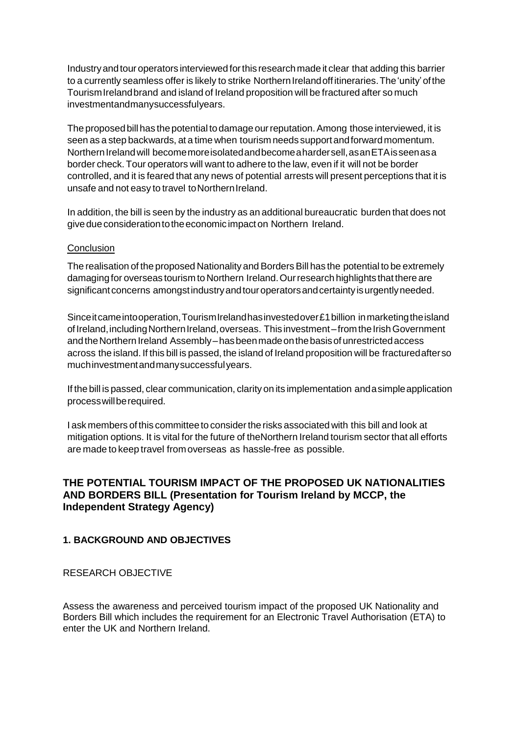Industry and tour operators interviewed for this research made it clear that adding this barrier to a currently seamless offer is likely to strike Northern Ireland off itineraries. The 'unity' of the Tourism Ireland brand and island of Ireland proposition will be fractured after so much investment and many successful years.

The proposed bill has the potential to damage our reputation. Among those interviewed, it is seen as a step backwards, at a time when tourism needs support and forward momentum. Northern Ireland will become more isolated and become a harder sell, as an ETA is seen as a border check. Tour operators will want to adhere to the law, even if it will not be border controlled, and it is feared that any news of potential arrests will present perceptions that it is unsafe and not easy to travel to Northern Ireland.

In addition, the bill is seen by the industry as an additional bureaucratic burden that does not give due consideration to the economic impact on Northern Ireland.

Conclusion

The realisation of the proposed Nationality and Borders Bill has the potential to be extremely damaging for overseas tourism to Northern Ireland. Our research highlights that there are significant concerns amongst industry and tour operators and certainty is urgently needed.

Since it came into operation, Tourism Ireland has invested over £1 billion in marketing the island of Ireland, including Northern Ireland, overseas. This investment – from the Irish Government and the Northern Ireland Assembly – has been made on the basis of unrestricted access across the island. If this bill is passed, the island of Ireland proposition will be fractured after so much investment and many successful years.

If the bill is passed, clear communication, clarity on its implementation and a simple application process will be required.

I ask members of this committee to consider the risks associated with this bill and look at mitigation options. It is vital for the future of the Northern Ireland tourism sector that all efforts are made to keep travel from overseas as hassle-free as possible.

## THE POTENTIAL TOURISM IMPACT OF THE PROPOSED UK NATIONALITIES AND BORDERS BILL (Presentation for Tourism Ireland by MCCP, the Independent Strategy Agency)

### 1. BACKGROUND AND OBJECTIVES

RESEARCH OBJECTIVE

Assess the awareness and perceived tourism impact of the proposed UK Nationality and Borders Bill which includes the requirement for an Electronic Travel Authorisation (ETA) to enter the UK and Northern Ireland.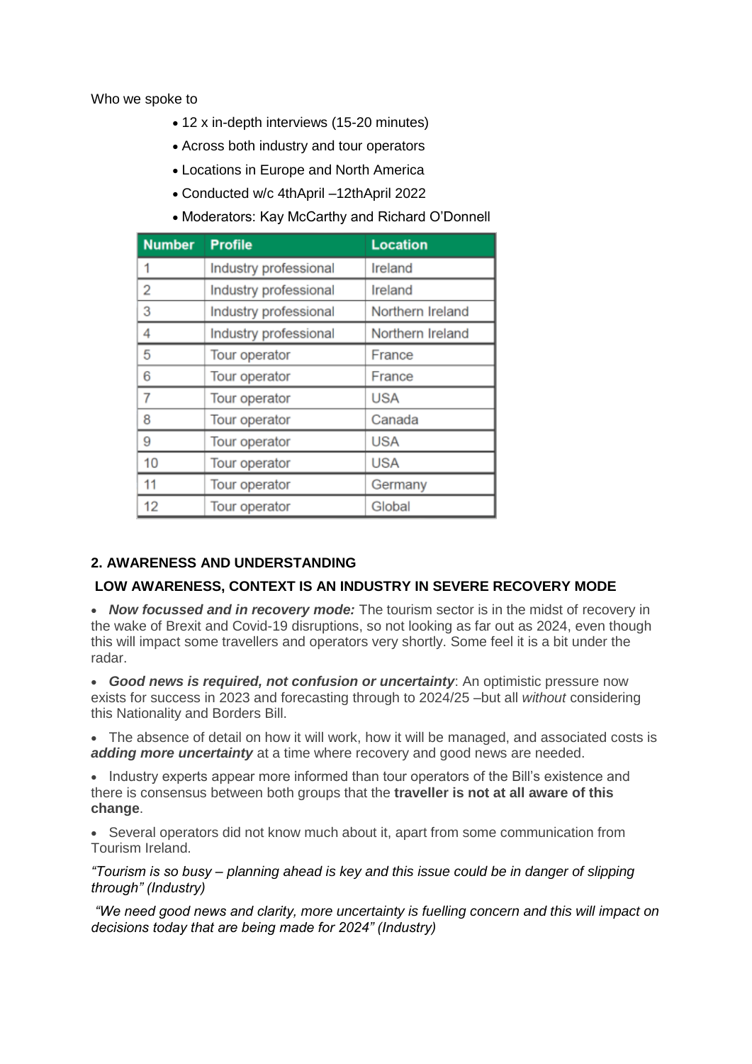Who we spoke to

- 12 x in-depth interviews (15-20 minutes)
- Across both industry and tour operators
- Locations in Europe and North America
- Conducted w/c 4thApril –12thApril 2022
- Moderators: Kay McCarthy and Richard O'Donnell

| Number | Profile | Location |
| --- | --- | --- |
| 1 | Industry professional | Ireland |
| 2 | Industry professional | Ireland |
| 3 | Industry professional | Northern Ireland |
| 4 | Industry professional | Northern Ireland |
| 5 | Tour operator | France |
| 6 | Tour operator | France |
| 7 | Tour operator | USA |
| 8 | Tour operator | Canada |
| 9 | Tour operator | USA |
| 10 | Tour operator | USA |
| 11 | Tour operator | Germany |
| 12 | Tour operator | Global |

## 2. AWARENESS AND UNDERSTANDING

### LOW AWARENESS, CONTEXT IS AN INDUSTRY IN SEVERE RECOVERY MODE

- ***Now focussed and in recovery mode:*** The tourism sector is in the midst of recovery in the wake of Brexit and Covid-19 disruptions, so not looking as far out as 2024, even though this will impact some travellers and operators very shortly. Some feel it is a bit under the radar.
- ***Good news is required, not confusion or uncertainty***: An optimistic pressure now exists for success in 2023 and forecasting through to 2024/25 –but all *without* considering this Nationality and Borders Bill.
- The absence of detail on how it will work, how it will be managed, and associated costs is ***adding more uncertainty*** at a time where recovery and good news are needed.
- Industry experts appear more informed than tour operators of the Bill's existence and there is consensus between both groups that the **traveller is not at all aware of this change**.
- Several operators did not know much about it, apart from some communication from Tourism Ireland.

*"Tourism is so busy – planning ahead is key and this issue could be in danger of slipping through" (Industry)*

*"We need good news and clarity, more uncertainty is fuelling concern and this will impact on decisions today that are being made for 2024" (Industry)*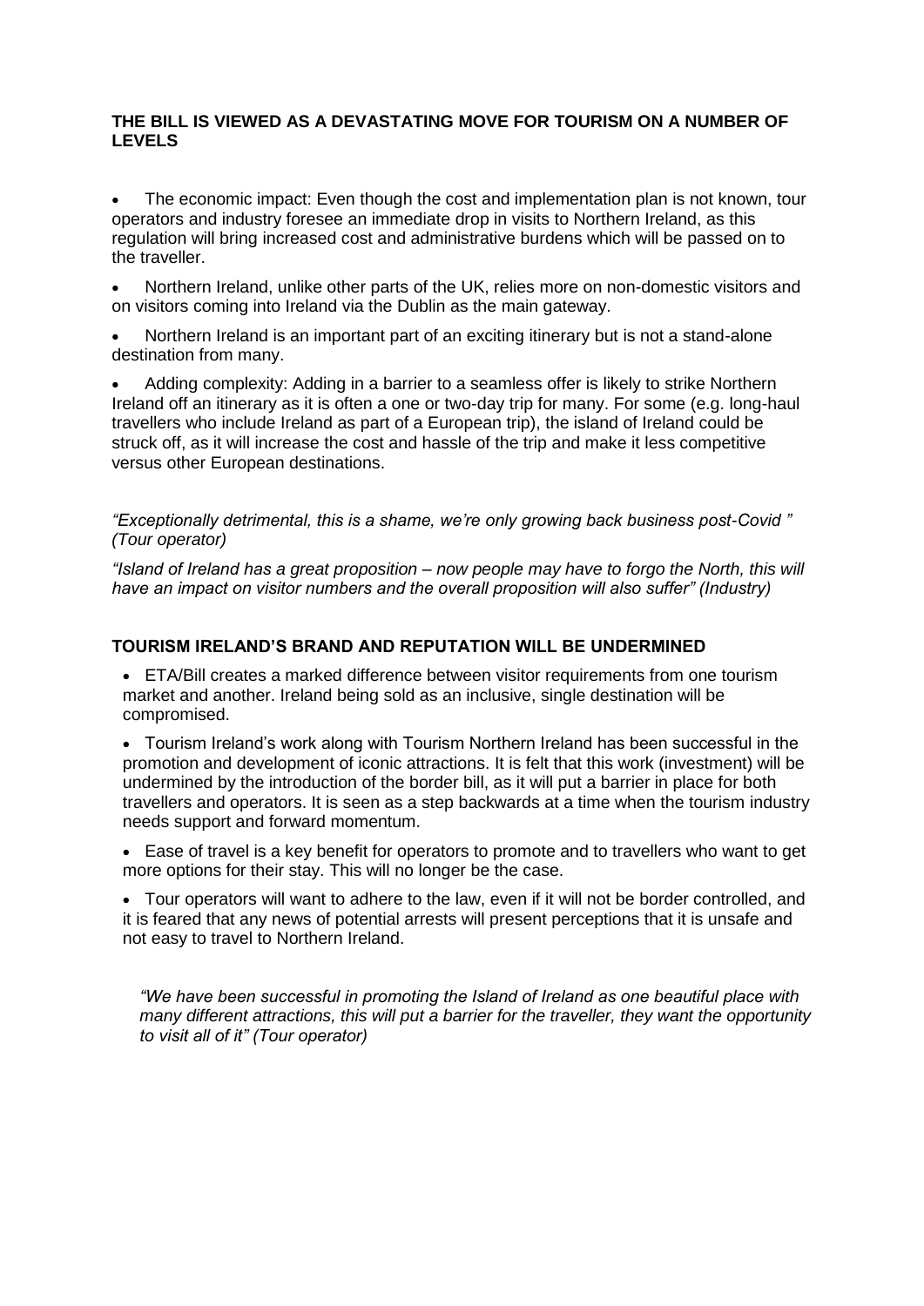## THE BILL IS VIEWED AS A DEVASTATING MOVE FOR TOURISM ON A NUMBER OF LEVELS

- The economic impact: Even though the cost and implementation plan is not known, tour operators and industry foresee an immediate drop in visits to Northern Ireland, as this regulation will bring increased cost and administrative burdens which will be passed on to the traveller.
- Northern Ireland, unlike other parts of the UK, relies more on non-domestic visitors and on visitors coming into Ireland via the Dublin as the main gateway.
- Northern Ireland is an important part of an exciting itinerary but is not a stand-alone destination from many.
- Adding complexity: Adding in a barrier to a seamless offer is likely to strike Northern Ireland off an itinerary as it is often a one or two-day trip for many. For some (e.g. long-haul travellers who include Ireland as part of a European trip), the island of Ireland could be struck off, as it will increase the cost and hassle of the trip and make it less competitive versus other European destinations.

*"Exceptionally detrimental, this is a shame, we're only growing back business post-Covid " (Tour operator)*

*"Island of Ireland has a great proposition – now people may have to forgo the North, this will have an impact on visitor numbers and the overall proposition will also suffer" (Industry)*

## TOURISM IRELAND'S BRAND AND REPUTATION WILL BE UNDERMINED

- ETA/Bill creates a marked difference between visitor requirements from one tourism market and another. Ireland being sold as an inclusive, single destination will be compromised.
- Tourism Ireland's work along with Tourism Northern Ireland has been successful in the promotion and development of iconic attractions. It is felt that this work (investment) will be undermined by the introduction of the border bill, as it will put a barrier in place for both travellers and operators. It is seen as a step backwards at a time when the tourism industry needs support and forward momentum.
- Ease of travel is a key benefit for operators to promote and to travellers who want to get more options for their stay. This will no longer be the case.
- Tour operators will want to adhere to the law, even if it will not be border controlled, and it is feared that any news of potential arrests will present perceptions that it is unsafe and not easy to travel to Northern Ireland.

*"We have been successful in promoting the Island of Ireland as one beautiful place with many different attractions, this will put a barrier for the traveller, they want the opportunity to visit all of it" (Tour operator)*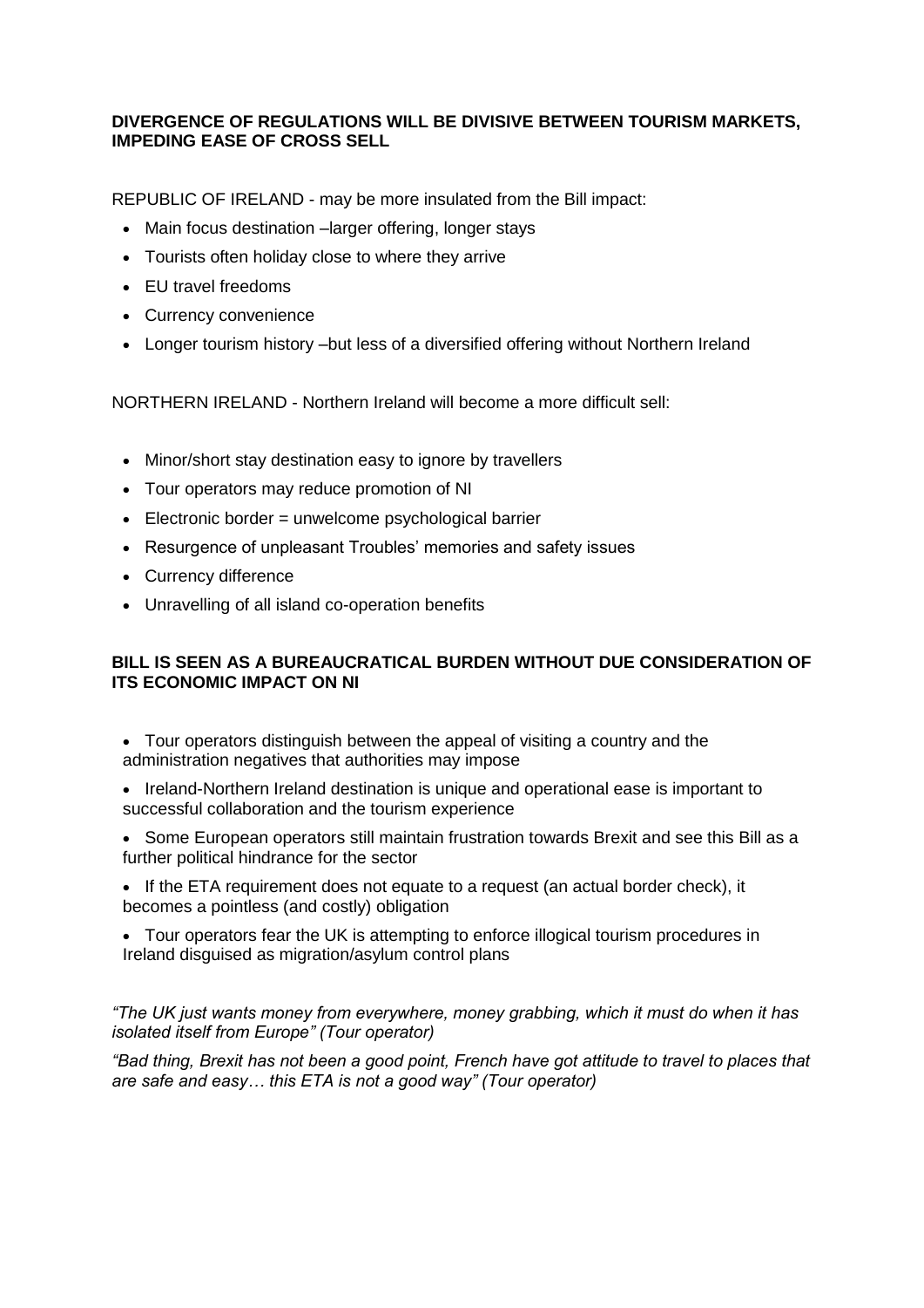**DIVERGENCE OF REGULATIONS WILL BE DIVISIVE BETWEEN TOURISM MARKETS, IMPEDING EASE OF CROSS SELL**

REPUBLIC OF IRELAND - may be more insulated from the Bill impact:

- Main focus destination –larger offering, longer stays
- Tourists often holiday close to where they arrive
- EU travel freedoms
- Currency convenience
- Longer tourism history –but less of a diversified offering without Northern Ireland

NORTHERN IRELAND - Northern Ireland will become a more difficult sell:

- Minor/short stay destination easy to ignore by travellers
- Tour operators may reduce promotion of NI
- Electronic border = unwelcome psychological barrier
- Resurgence of unpleasant Troubles' memories and safety issues
- Currency difference
- Unravelling of all island co-operation benefits

**BILL IS SEEN AS A BUREAUCRATICAL BURDEN WITHOUT DUE CONSIDERATION OF ITS ECONOMIC IMPACT ON NI**

- Tour operators distinguish between the appeal of visiting a country and the administration negatives that authorities may impose
- Ireland-Northern Ireland destination is unique and operational ease is important to successful collaboration and the tourism experience
- Some European operators still maintain frustration towards Brexit and see this Bill as a further political hindrance for the sector
- If the ETA requirement does not equate to a request (an actual border check), it becomes a pointless (and costly) obligation
- Tour operators fear the UK is attempting to enforce illogical tourism procedures in Ireland disguised as migration/asylum control plans

*"The UK just wants money from everywhere, money grabbing, which it must do when it has isolated itself from Europe" (Tour operator)*

*"Bad thing, Brexit has not been a good point, French have got attitude to travel to places that are safe and easy… this ETA is not a good way" (Tour operator)*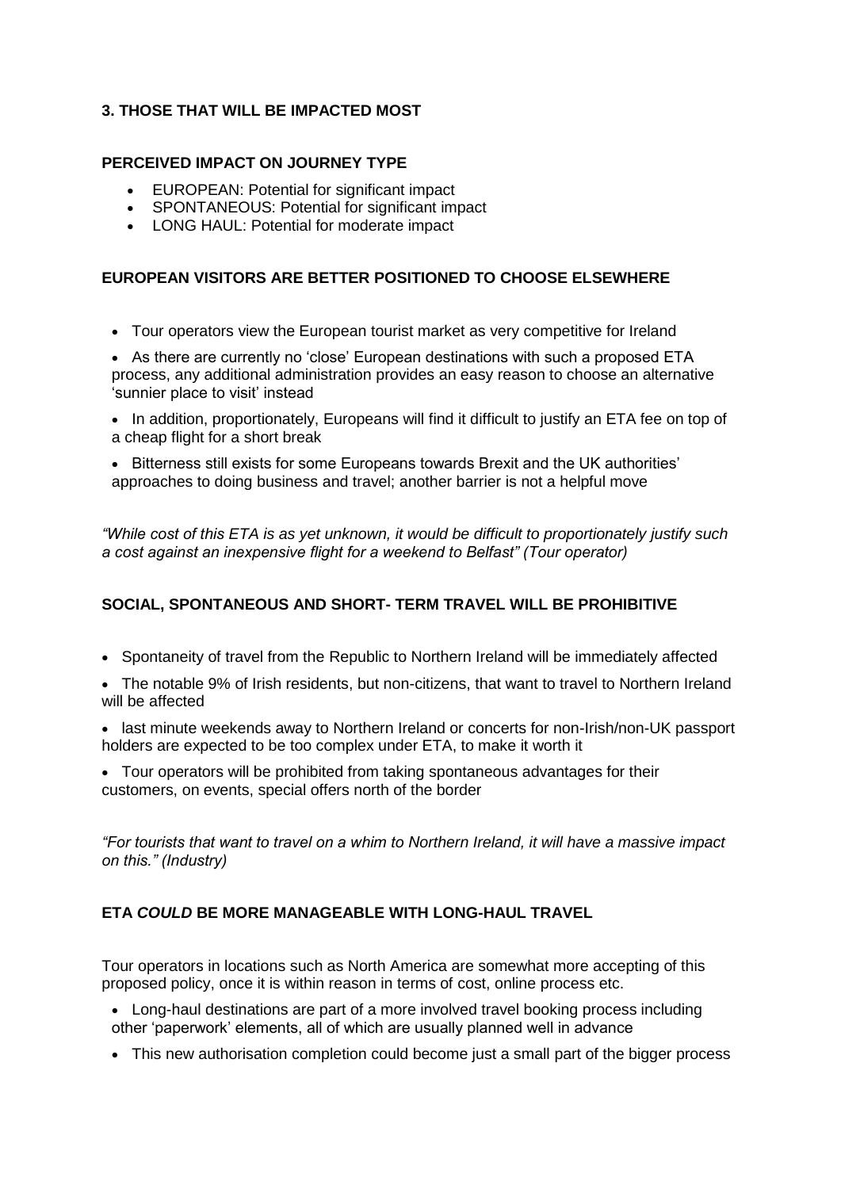## 3. THOSE THAT WILL BE IMPACTED MOST

### PERCEIVED IMPACT ON JOURNEY TYPE

- EUROPEAN: Potential for significant impact
- SPONTANEOUS: Potential for significant impact
- LONG HAUL: Potential for moderate impact

### EUROPEAN VISITORS ARE BETTER POSITIONED TO CHOOSE ELSEWHERE

- Tour operators view the European tourist market as very competitive for Ireland
- As there are currently no 'close' European destinations with such a proposed ETA process, any additional administration provides an easy reason to choose an alternative 'sunnier place to visit' instead
- In addition, proportionately, Europeans will find it difficult to justify an ETA fee on top of a cheap flight for a short break
- Bitterness still exists for some Europeans towards Brexit and the UK authorities' approaches to doing business and travel; another barrier is not a helpful move

*"While cost of this ETA is as yet unknown, it would be difficult to proportionately justify such a cost against an inexpensive flight for a weekend to Belfast" (Tour operator)*

### SOCIAL, SPONTANEOUS AND SHORT- TERM TRAVEL WILL BE PROHIBITIVE

- Spontaneity of travel from the Republic to Northern Ireland will be immediately affected
- The notable 9% of Irish residents, but non-citizens, that want to travel to Northern Ireland will be affected
- last minute weekends away to Northern Ireland or concerts for non-Irish/non-UK passport holders are expected to be too complex under ETA, to make it worth it
- Tour operators will be prohibited from taking spontaneous advantages for their customers, on events, special offers north of the border

*"For tourists that want to travel on a whim to Northern Ireland, it will have a massive impact on this." (Industry)*

### ETA *COULD* BE MORE MANAGEABLE WITH LONG-HAUL TRAVEL

Tour operators in locations such as North America are somewhat more accepting of this proposed policy, once it is within reason in terms of cost, online process etc.

- Long-haul destinations are part of a more involved travel booking process including other 'paperwork' elements, all of which are usually planned well in advance
- This new authorisation completion could become just a small part of the bigger process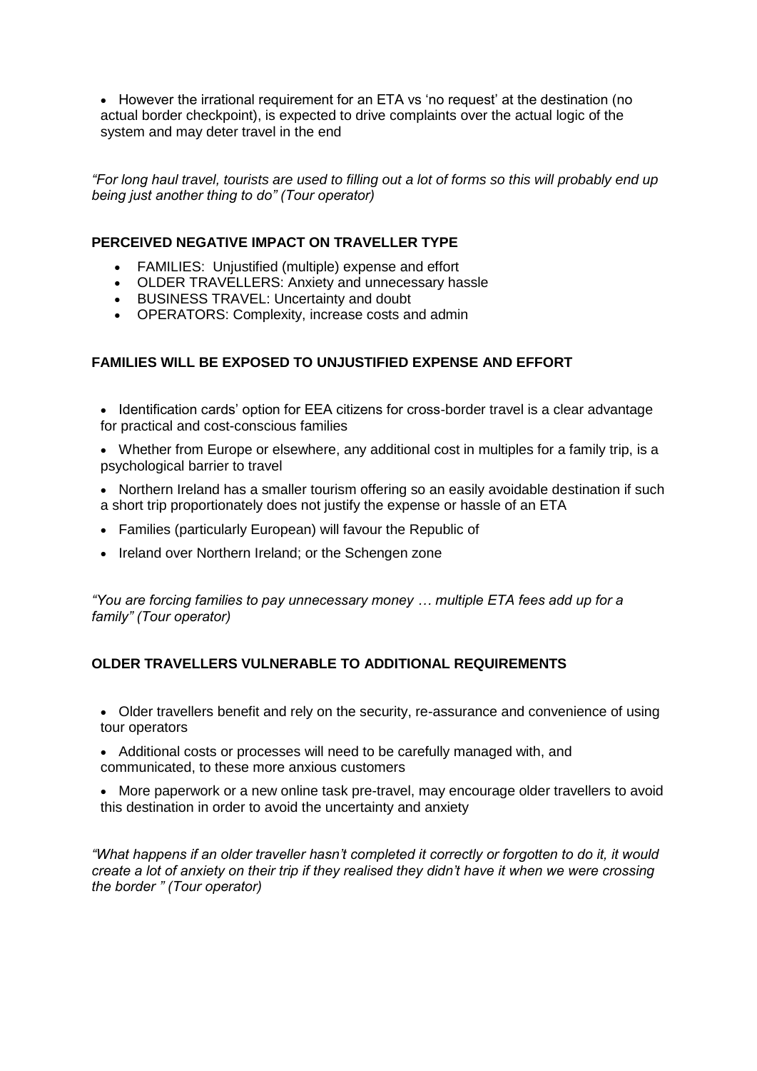- However the irrational requirement for an ETA vs 'no request' at the destination (no actual border checkpoint), is expected to drive complaints over the actual logic of the system and may deter travel in the end

*"For long haul travel, tourists are used to filling out a lot of forms so this will probably end up being just another thing to do" (Tour operator)*

**PERCEIVED NEGATIVE IMPACT ON TRAVELLER TYPE**

- FAMILIES: Unjustified (multiple) expense and effort
- OLDER TRAVELLERS: Anxiety and unnecessary hassle
- BUSINESS TRAVEL: Uncertainty and doubt
- OPERATORS: Complexity, increase costs and admin

**FAMILIES WILL BE EXPOSED TO UNJUSTIFIED EXPENSE AND EFFORT**

- Identification cards' option for EEA citizens for cross-border travel is a clear advantage for practical and cost-conscious families
- Whether from Europe or elsewhere, any additional cost in multiples for a family trip, is a psychological barrier to travel
- Northern Ireland has a smaller tourism offering so an easily avoidable destination if such a short trip proportionately does not justify the expense or hassle of an ETA
- Families (particularly European) will favour the Republic of
- Ireland over Northern Ireland; or the Schengen zone

*"You are forcing families to pay unnecessary money … multiple ETA fees add up for a family" (Tour operator)*

**OLDER TRAVELLERS VULNERABLE TO ADDITIONAL REQUIREMENTS**

- Older travellers benefit and rely on the security, re-assurance and convenience of using tour operators
- Additional costs or processes will need to be carefully managed with, and communicated, to these more anxious customers
- More paperwork or a new online task pre-travel, may encourage older travellers to avoid this destination in order to avoid the uncertainty and anxiety

*"What happens if an older traveller hasn't completed it correctly or forgotten to do it, it would create a lot of anxiety on their trip if they realised they didn't have it when we were crossing the border " (Tour operator)*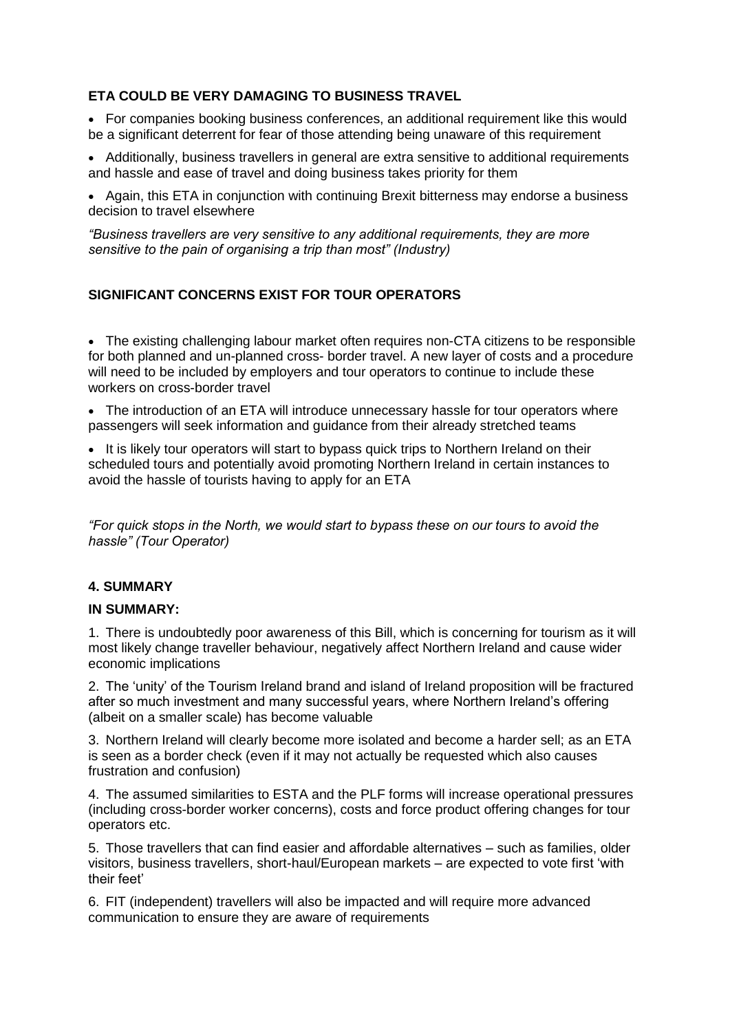**ETA COULD BE VERY DAMAGING TO BUSINESS TRAVEL**

- For companies booking business conferences, an additional requirement like this would be a significant deterrent for fear of those attending being unaware of this requirement
- Additionally, business travellers in general are extra sensitive to additional requirements and hassle and ease of travel and doing business takes priority for them
- Again, this ETA in conjunction with continuing Brexit bitterness may endorse a business decision to travel elsewhere

*"Business travellers are very sensitive to any additional requirements, they are more sensitive to the pain of organising a trip than most" (Industry)*

**SIGNIFICANT CONCERNS EXIST FOR TOUR OPERATORS**

- The existing challenging labour market often requires non-CTA citizens to be responsible for both planned and un-planned cross- border travel. A new layer of costs and a procedure will need to be included by employers and tour operators to continue to include these workers on cross-border travel
- The introduction of an ETA will introduce unnecessary hassle for tour operators where passengers will seek information and guidance from their already stretched teams
- It is likely tour operators will start to bypass quick trips to Northern Ireland on their scheduled tours and potentially avoid promoting Northern Ireland in certain instances to avoid the hassle of tourists having to apply for an ETA

*"For quick stops in the North, we would start to bypass these on our tours to avoid the hassle" (Tour Operator)*

## 4. SUMMARY

**IN SUMMARY:**

1. There is undoubtedly poor awareness of this Bill, which is concerning for tourism as it will most likely change traveller behaviour, negatively affect Northern Ireland and cause wider economic implications
2. The 'unity' of the Tourism Ireland brand and island of Ireland proposition will be fractured after so much investment and many successful years, where Northern Ireland's offering (albeit on a smaller scale) has become valuable
3. Northern Ireland will clearly become more isolated and become a harder sell; as an ETA is seen as a border check (even if it may not actually be requested which also causes frustration and confusion)
4. The assumed similarities to ESTA and the PLF forms will increase operational pressures (including cross-border worker concerns), costs and force product offering changes for tour operators etc.
5. Those travellers that can find easier and affordable alternatives – such as families, older visitors, business travellers, short-haul/European markets – are expected to vote first 'with their feet'
6. FIT (independent) travellers will also be impacted and will require more advanced communication to ensure they are aware of requirements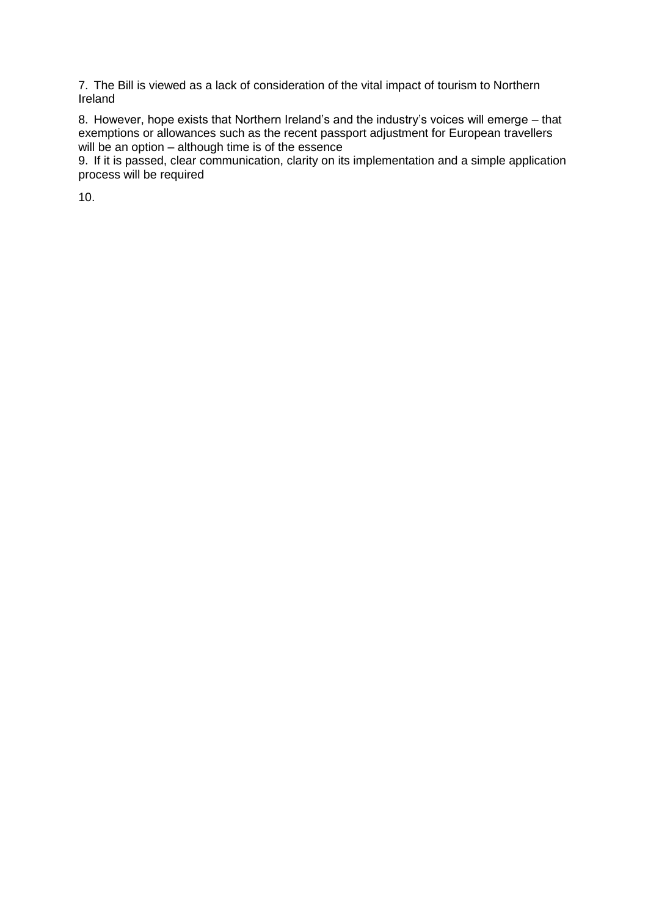7. The Bill is viewed as a lack of consideration of the vital impact of tourism to Northern Ireland

8. However, hope exists that Northern Ireland's and the industry's voices will emerge – that exemptions or allowances such as the recent passport adjustment for European travellers will be an option – although time is of the essence

9. If it is passed, clear communication, clarity on its implementation and a simple application process will be required

10.